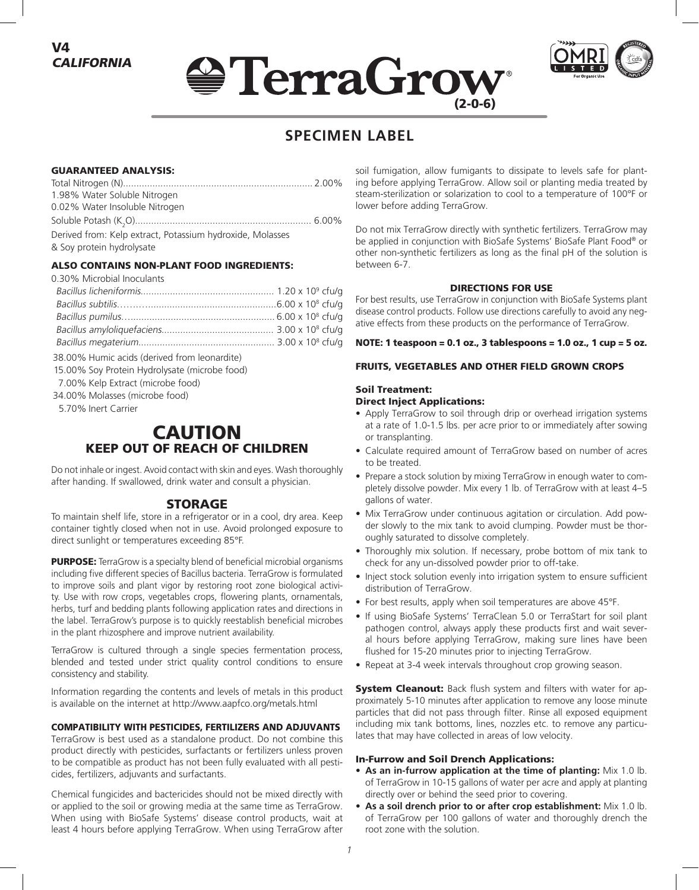V4
*CALIFORNIA*

# TerraGrow® (2-0-6)

## SPECIMEN LABEL

### GUARANTEED ANALYSIS:

Total Nitrogen (N)...................................................................... 2.00%
1.98% Water Soluble Nitrogen
0.02% Water Insoluble Nitrogen
Soluble Potash ($K_2O$)................................................................. 6.00%
Derived from: Kelp extract, Potassium hydroxide, Molasses & Soy protein hydrolysate

### ALSO CONTAINS NON-PLANT FOOD INGREDIENTS:

0.30% Microbial Inoculants
*Bacillus licheniformis*................................................. $1.20 \times 10^9$ cfu/g
*Bacillus subtilis*.........................................................$6.00 \times 10^8$ cfu/g
*Bacillus pumilus*........................................................ $6.00 \times 10^8$ cfu/g
*Bacillus amyloliquefaciens*.......................................... $3.00 \times 10^8$ cfu/g
*Bacillus megaterium*................................................... $3.00 \times 10^8$ cfu/g

38.00% Humic acids (derived from leonardite)
15.00% Soy Protein Hydrolysate (microbe food)
7.00% Kelp Extract (microbe food)
34.00% Molasses (microbe food)
5.70% Inert Carrier

## CAUTION
## KEEP OUT OF REACH OF CHILDREN

Do not inhale or ingest. Avoid contact with skin and eyes. Wash thoroughly after handing. If swallowed, drink water and consult a physician.

### STORAGE

To maintain shelf life, store in a refrigerator or in a cool, dry area. Keep container tightly closed when not in use. Avoid prolonged exposure to direct sunlight or temperatures exceeding 85°F.

**PURPOSE:** TerraGrow is a specialty blend of beneficial microbial organisms including five different species of Bacillus bacteria. TerraGrow is formulated to improve soils and plant vigor by restoring root zone biological activity. Use with row crops, vegetables crops, flowering plants, ornamentals, herbs, turf and bedding plants following application rates and directions in the label. TerraGrow's purpose is to quickly reestablish beneficial microbes in the plant rhizosphere and improve nutrient availability.

TerraGrow is cultured through a single species fermentation process, blended and tested under strict quality control conditions to ensure consistency and stability.

Information regarding the contents and levels of metals in this product is available on the internet at http://www.aapfco.org/metals.html

### COMPATIBILITY WITH PESTICIDES, FERTILIZERS AND ADJUVANTS

TerraGrow is best used as a standalone product. Do not combine this product directly with pesticides, surfactants or fertilizers unless proven to be compatible as product has not been fully evaluated with all pesticides, fertilizers, adjuvants and surfactants.

Chemical fungicides and bactericides should not be mixed directly with or applied to the soil or growing media at the same time as TerraGrow. When using with BioSafe Systems' disease control products, wait at least 4 hours before applying TerraGrow. When using TerraGrow after soil fumigation, allow fumigants to dissipate to levels safe for planting before applying TerraGrow. Allow soil or planting media treated by steam-sterilization or solarization to cool to a temperature of 100°F or lower before adding TerraGrow.

Do not mix TerraGrow directly with synthetic fertilizers. TerraGrow may be applied in conjunction with BioSafe Systems' BioSafe Plant Food® or other non-synthetic fertilizers as long as the final pH of the solution is between 6-7.

### DIRECTIONS FOR USE

For best results, use TerraGrow in conjunction with BioSafe Systems plant disease control products. Follow use directions carefully to avoid any negative effects from these products on the performance of TerraGrow.

**NOTE: 1 teaspoon = 0.1 oz., 3 tablespoons = 1.0 oz., 1 cup = 5 oz.**

### FRUITS, VEGETABLES AND OTHER FIELD GROWN CROPS

#### Soil Treatment:
#### Direct Inject Applications:

- Apply TerraGrow to soil through drip or overhead irrigation systems at a rate of 1.0-1.5 lbs. per acre prior to or immediately after sowing or transplanting.
- Calculate required amount of TerraGrow based on number of acres to be treated.
- Prepare a stock solution by mixing TerraGrow in enough water to completely dissolve powder. Mix every 1 lb. of TerraGrow with at least 4–5 gallons of water.
- Mix TerraGrow under continuous agitation or circulation. Add powder slowly to the mix tank to avoid clumping. Powder must be thoroughly saturated to dissolve completely.
- Thoroughly mix solution. If necessary, probe bottom of mix tank to check for any un-dissolved powder prior to off-take.
- Inject stock solution evenly into irrigation system to ensure sufficient distribution of TerraGrow.
- For best results, apply when soil temperatures are above 45°F.
- If using BioSafe Systems' TerraClean 5.0 or TerraStart for soil plant pathogen control, always apply these products first and wait several hours before applying TerraGrow, making sure lines have been flushed for 15-20 minutes prior to injecting TerraGrow.
- Repeat at 3-4 week intervals throughout crop growing season.

**System Cleanout:** Back flush system and filters with water for approximately 5-10 minutes after application to remove any loose minute particles that did not pass through filter. Rinse all exposed equipment including mix tank bottoms, lines, nozzles etc. to remove any particulates that may have collected in areas of low velocity.

#### In-Furrow and Soil Drench Applications:

- **As an in-furrow application at the time of planting:** Mix 1.0 lb. of TerraGrow in 10-15 gallons of water per acre and apply at planting directly over or behind the seed prior to covering.
- **As a soil drench prior to or after crop establishment:** Mix 1.0 lb. of TerraGrow per 100 gallons of water and thoroughly drench the root zone with the solution.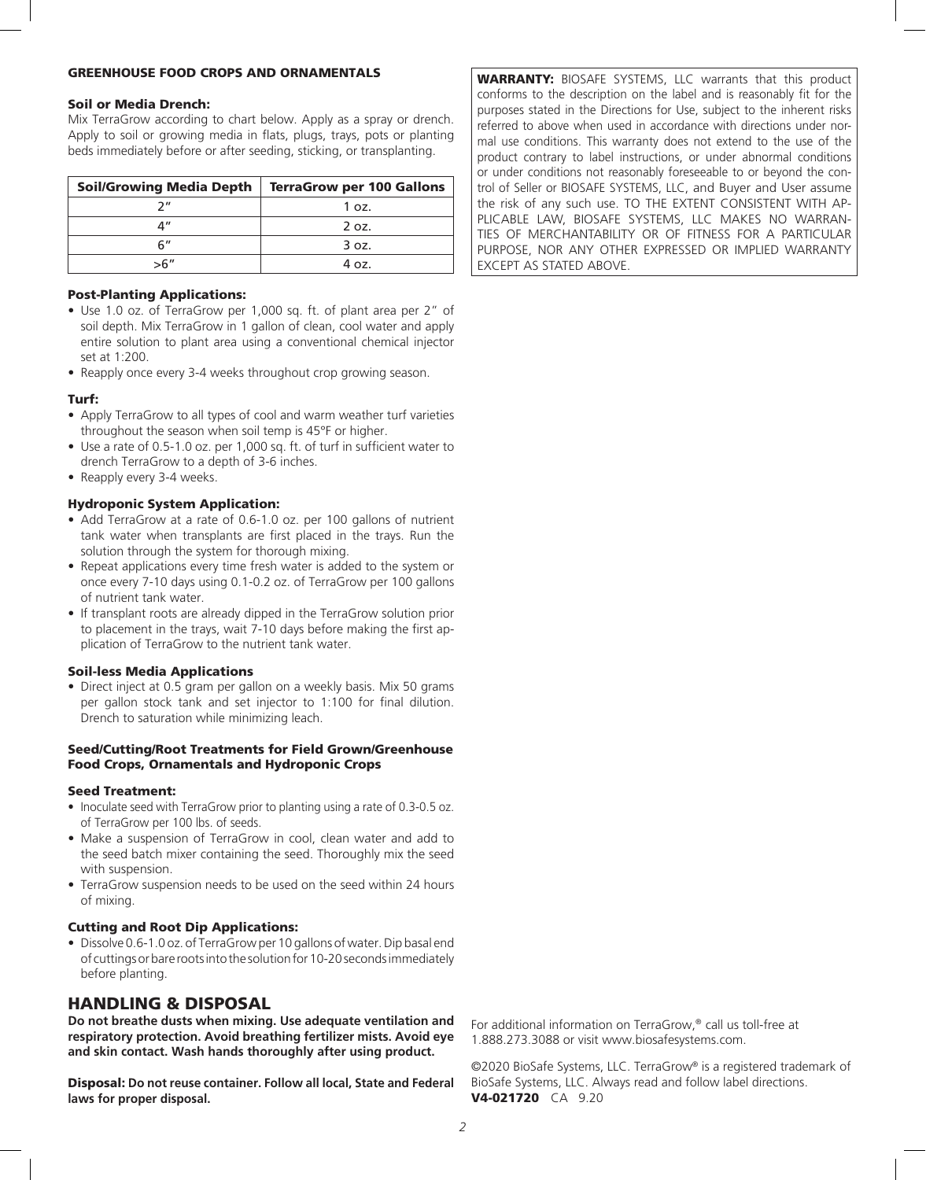### GREENHOUSE FOOD CROPS AND ORNAMENTALS

#### Soil or Media Drench:

Mix TerraGrow according to chart below. Apply as a spray or drench. Apply to soil or growing media in flats, plugs, trays, pots or planting beds immediately before or after seeding, sticking, or transplanting.

| Soil/Growing Media Depth | TerraGrow per 100 Gallons |
|---|---|
| 2" | 1 oz. |
| 4" | 2 oz. |
| 6" | 3 oz. |
| >6" | 4 oz. |

#### Post-Planting Applications:

- Use 1.0 oz. of TerraGrow per 1,000 sq. ft. of plant area per 2" of soil depth. Mix TerraGrow in 1 gallon of clean, cool water and apply entire solution to plant area using a conventional chemical injector set at 1:200.
- Reapply once every 3-4 weeks throughout crop growing season.

#### Turf:

- Apply TerraGrow to all types of cool and warm weather turf varieties throughout the season when soil temp is 45°F or higher.
- Use a rate of 0.5-1.0 oz. per 1,000 sq. ft. of turf in sufficient water to drench TerraGrow to a depth of 3-6 inches.
- Reapply every 3-4 weeks.

#### Hydroponic System Application:

- Add TerraGrow at a rate of 0.6-1.0 oz. per 100 gallons of nutrient tank water when transplants are first placed in the trays. Run the solution through the system for thorough mixing.
- Repeat applications every time fresh water is added to the system or once every 7-10 days using 0.1-0.2 oz. of TerraGrow per 100 gallons of nutrient tank water.
- If transplant roots are already dipped in the TerraGrow solution prior to placement in the trays, wait 7-10 days before making the first application of TerraGrow to the nutrient tank water.

#### Soil-less Media Applications

- Direct inject at 0.5 gram per gallon on a weekly basis. Mix 50 grams per gallon stock tank and set injector to 1:100 for final dilution. Drench to saturation while minimizing leach.

#### Seed/Cutting/Root Treatments for Field Grown/Greenhouse Food Crops, Ornamentals and Hydroponic Crops

#### Seed Treatment:

- Inoculate seed with TerraGrow prior to planting using a rate of 0.3-0.5 oz. of TerraGrow per 100 lbs. of seeds.
- Make a suspension of TerraGrow in cool, clean water and add to the seed batch mixer containing the seed. Thoroughly mix the seed with suspension.
- TerraGrow suspension needs to be used on the seed within 24 hours of mixing.

#### Cutting and Root Dip Applications:

- Dissolve 0.6-1.0 oz. of TerraGrow per 10 gallons of water. Dip basal end of cuttings or bare roots into the solution for 10-20 seconds immediately before planting.

## HANDLING & DISPOSAL

**Do not breathe dusts when mixing. Use adequate ventilation and respiratory protection. Avoid breathing fertilizer mists. Avoid eye and skin contact. Wash hands thoroughly after using product.**

**Disposal: Do not reuse container. Follow all local, State and Federal laws for proper disposal.**

**WARRANTY:** BIOSAFE SYSTEMS, LLC warrants that this product conforms to the description on the label and is reasonably fit for the purposes stated in the Directions for Use, subject to the inherent risks referred to above when used in accordance with directions under normal use conditions. This warranty does not extend to the use of the product contrary to label instructions, or under abnormal conditions or under conditions not reasonably foreseeable to or beyond the control of Seller or BIOSAFE SYSTEMS, LLC, and Buyer and User assume the risk of any such use. TO THE EXTENT CONSISTENT WITH APPLICABLE LAW, BIOSAFE SYSTEMS, LLC MAKES NO WARRANTIES OF MERCHANTABILITY OR OF FITNESS FOR A PARTICULAR PURPOSE, NOR ANY OTHER EXPRESSED OR IMPLIED WARRANTY EXCEPT AS STATED ABOVE.

For additional information on TerraGrow,® call us toll-free at 1.888.273.3088 or visit www.biosafesystems.com.

©2020 BioSafe Systems, LLC. TerraGrow® is a registered trademark of BioSafe Systems, LLC. Always read and follow label directions.
**V4-021720** CA 9.20